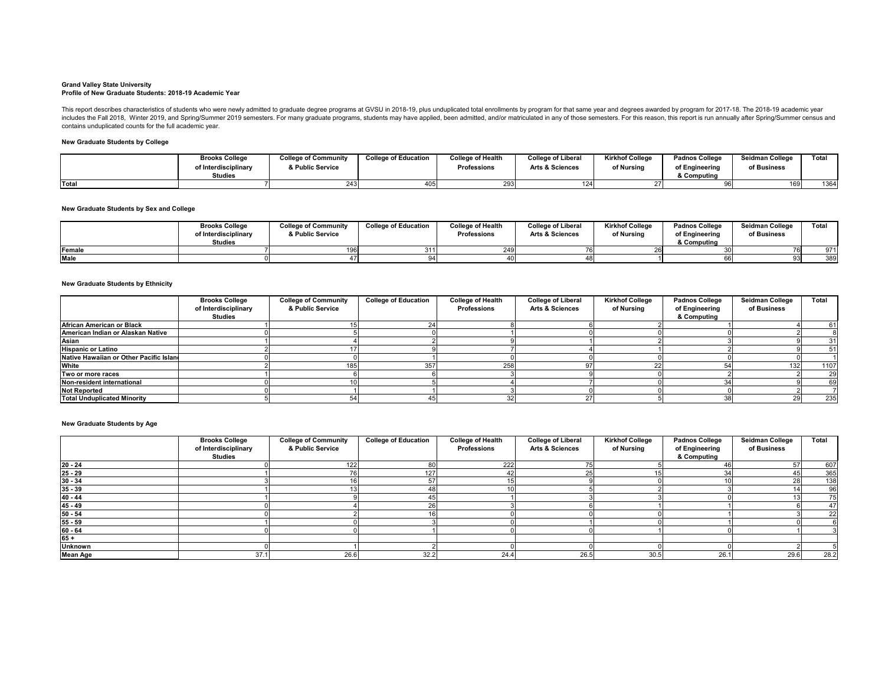**Grand Valley State University**
**Profile of New Graduate Students: 2018-19 Academic Year**

This report describes characteristics of students who were newly admitted to graduate degree programs at GVSU in 2018-19, plus unduplicated total enrollments by program for that same year and degrees awarded by program for 2017-18. The 2018-19 academic year includes the Fall 2018, Winter 2019, and Spring/Summer 2019 semesters. For many graduate programs, students may have applied, been admitted, and/or matriculated in any of those semesters. For this reason, this report is run annually after Spring/Summer census and contains unduplicated counts for the full academic year.

### New Graduate Students by College

| | Brooks College of Interdisciplinary Studies | College of Community & Public Service | College of Education | College of Health Professions | College of Liberal Arts & Sciences | Kirkhof College of Nursing | Padnos College of Engineering & Computing | Seidman College of Business | Total |
|---|---|---|---|---|---|---|---|---|---|
| **Total** | 7 | 243 | 405 | 293 | 124 | 27 | 96 | 169 | 1364 |

### New Graduate Students by Sex and College

| | Brooks College of Interdisciplinary Studies | College of Community & Public Service | College of Education | College of Health Professions | College of Liberal Arts & Sciences | Kirkhof College of Nursing | Padnos College of Engineering & Computing | Seidman College of Business | Total |
|---|---|---|---|---|---|---|---|---|---|
| **Female** | 7 | 196 | 311 | 249 | 76 | 26 | 30 | 76 | 971 |
| **Male** | 0 | 47 | 94 | 40 | 48 | 1 | 66 | 93 | 389 |

### New Graduate Students by Ethnicity

| | Brooks College of Interdisciplinary Studies | College of Community & Public Service | College of Education | College of Health Professions | College of Liberal Arts & Sciences | Kirkhof College of Nursing | Padnos College of Engineering & Computing | Seidman College of Business | Total |
|---|---|---|---|---|---|---|---|---|---|
| **African American or Black** | 1 | 15 | 24 | 8 | 6 | 2 | 1 | 4 | 61 |
| **American Indian or Alaskan Native** | 0 | 5 | 0 | 1 | 0 | 0 | 0 | 2 | 8 |
| **Asian** | 1 | 4 | 2 | 9 | 1 | 2 | 3 | 9 | 31 |
| **Hispanic or Latino** | 2 | 17 | 9 | 7 | 4 | 1 | 2 | 9 | 51 |
| **Native Hawaiian or Other Pacific Island** | 0 | 0 | 1 | 0 | 0 | 0 | 0 | 0 | 1 |
| **White** | 2 | 185 | 357 | 258 | 97 | 22 | 54 | 132 | 1107 |
| **Two or more races** | 1 | 6 | 6 | 3 | 9 | 0 | 2 | 2 | 29 |
| **Non-resident international** | 0 | 10 | 5 | 4 | 7 | 0 | 34 | 9 | 69 |
| **Not Reported** | 0 | 1 | 1 | 3 | 0 | 0 | 0 | 2 | 7 |
| **Total Unduplicated Minority** | 5 | 54 | 45 | 32 | 27 | 5 | 38 | 29 | 235 |

### New Graduate Students by Age

| | Brooks College of Interdisciplinary Studies | College of Community & Public Service | College of Education | College of Health Professions | College of Liberal Arts & Sciences | Kirkhof College of Nursing | Padnos College of Engineering & Computing | Seidman College of Business | Total |
|---|---|---|---|---|---|---|---|---|---|
| **20 - 24** | 0 | 122 | 80 | 222 | 75 | 5 | 46 | 57 | 607 |
| **25 - 29** | 1 | 76 | 127 | 42 | 25 | 15 | 34 | 45 | 365 |
| **30 - 34** | 3 | 16 | 57 | 15 | 9 | 0 | 10 | 28 | 138 |
| **35 - 39** | 1 | 13 | 48 | 10 | 5 | 2 | 3 | 14 | 96 |
| **40 - 44** | 1 | 9 | 45 | 1 | 3 | 3 | 0 | 13 | 75 |
| **45 - 49** | 0 | 4 | 26 | 3 | 6 | 1 | 1 | 6 | 47 |
| **50 - 54** | 0 | 2 | 16 | 0 | 0 | 0 | 1 | 3 | 22 |
| **55 - 59** | 1 | 0 | 3 | 0 | 1 | 0 | 1 | 0 | 6 |
| **60 - 64** | 0 | 0 | 1 | 0 | 0 | 1 | 0 | 1 | 3 |
| **65 +** | | | | | | | | | |
| **Unknown** | 0 | 1 | 2 | 0 | 0 | 0 | 0 | 2 | 5 |
| **Mean Age** | 37.1 | 26.6 | 32.2 | 24.4 | 26.5 | 30.5 | 26.1 | 29.6 | 28.2 |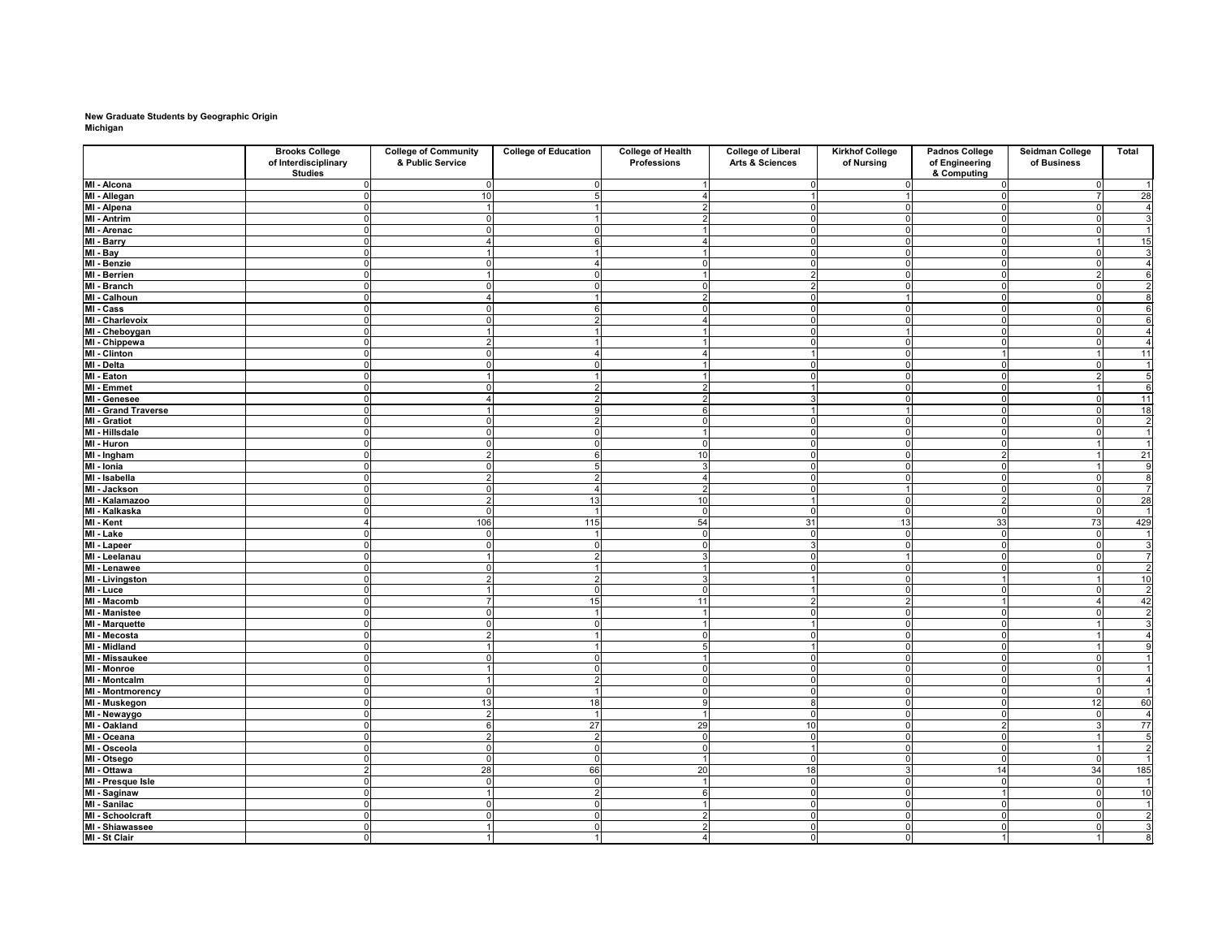**New Graduate Students by Geographic Origin**
**Michigan**

| | Brooks College of Interdisciplinary Studies | College of Community & Public Service | College of Education | College of Health Professions | College of Liberal Arts & Sciences | Kirkhof College of Nursing | Padnos College of Engineering & Computing | Seidman College of Business | Total |
|---|---|---|---|---|---|---|---|---|---|
| MI - Alcona | 0 | 0 | 0 | 1 | 0 | 0 | 0 | 0 | 1 |
| MI - Allegan | 0 | 10 | 5 | 4 | 1 | 1 | 0 | 7 | 28 |
| MI - Alpena | 0 | 1 | 1 | 2 | 0 | 0 | 0 | 0 | 4 |
| MI - Antrim | 0 | 0 | 1 | 2 | 0 | 0 | 0 | 0 | 3 |
| MI - Arenac | 0 | 0 | 0 | 1 | 0 | 0 | 0 | 0 | 1 |
| MI - Barry | 0 | 4 | 6 | 4 | 0 | 0 | 0 | 1 | 15 |
| MI - Bay | 0 | 1 | 1 | 1 | 0 | 0 | 0 | 0 | 3 |
| MI - Benzie | 0 | 0 | 4 | 0 | 0 | 0 | 0 | 0 | 4 |
| MI - Berrien | 0 | 1 | 0 | 1 | 2 | 0 | 0 | 2 | 6 |
| MI - Branch | 0 | 0 | 0 | 0 | 2 | 0 | 0 | 0 | 2 |
| MI - Calhoun | 0 | 4 | 1 | 2 | 0 | 1 | 0 | 0 | 8 |
| MI - Cass | 0 | 0 | 6 | 0 | 0 | 0 | 0 | 0 | 6 |
| MI - Charlevoix | 0 | 0 | 2 | 4 | 0 | 0 | 0 | 0 | 6 |
| MI - Cheboygan | 0 | 1 | 1 | 1 | 0 | 1 | 0 | 0 | 4 |
| MI - Chippewa | 0 | 2 | 1 | 1 | 0 | 0 | 0 | 0 | 4 |
| MI - Clinton | 0 | 0 | 4 | 4 | 1 | 0 | 1 | 1 | 11 |
| MI - Delta | 0 | 0 | 0 | 1 | 0 | 0 | 0 | 0 | 1 |
| MI - Eaton | 0 | 1 | 1 | 1 | 0 | 0 | 0 | 2 | 5 |
| MI - Emmet | 0 | 0 | 2 | 2 | 1 | 0 | 0 | 1 | 6 |
| MI - Genesee | 0 | 4 | 2 | 2 | 3 | 0 | 0 | 0 | 11 |
| MI - Grand Traverse | 0 | 1 | 9 | 6 | 1 | 1 | 0 | 0 | 18 |
| MI - Gratiot | 0 | 0 | 2 | 0 | 0 | 0 | 0 | 0 | 2 |
| MI - Hillsdale | 0 | 0 | 0 | 1 | 0 | 0 | 0 | 0 | 1 |
| MI - Huron | 0 | 0 | 0 | 0 | 0 | 0 | 0 | 1 | 1 |
| MI - Ingham | 0 | 2 | 6 | 10 | 0 | 0 | 2 | 1 | 21 |
| MI - Ionia | 0 | 0 | 5 | 3 | 0 | 0 | 0 | 1 | 9 |
| MI - Isabella | 0 | 2 | 2 | 4 | 0 | 0 | 0 | 0 | 8 |
| MI - Jackson | 0 | 0 | 4 | 2 | 0 | 1 | 0 | 0 | 7 |
| MI - Kalamazoo | 0 | 2 | 13 | 10 | 1 | 0 | 2 | 0 | 28 |
| MI - Kalkaska | 0 | 0 | 1 | 0 | 0 | 0 | 0 | 0 | 1 |
| MI - Kent | 4 | 106 | 115 | 54 | 31 | 13 | 33 | 73 | 429 |
| MI - Lake | 0 | 0 | 1 | 0 | 0 | 0 | 0 | 0 | 1 |
| MI - Lapeer | 0 | 0 | 0 | 0 | 3 | 0 | 0 | 0 | 3 |
| MI - Leelanau | 0 | 1 | 2 | 3 | 0 | 1 | 0 | 0 | 7 |
| MI - Lenawee | 0 | 0 | 1 | 1 | 0 | 0 | 0 | 0 | 2 |
| MI - Livingston | 0 | 2 | 2 | 3 | 1 | 0 | 1 | 1 | 10 |
| MI - Luce | 0 | 1 | 0 | 0 | 1 | 0 | 0 | 0 | 2 |
| MI - Macomb | 0 | 7 | 15 | 11 | 2 | 2 | 1 | 4 | 42 |
| MI - Manistee | 0 | 0 | 1 | 1 | 0 | 0 | 0 | 0 | 2 |
| MI - Marquette | 0 | 0 | 0 | 1 | 1 | 0 | 0 | 1 | 3 |
| MI - Mecosta | 0 | 2 | 1 | 0 | 0 | 0 | 0 | 1 | 4 |
| MI - Midland | 0 | 1 | 1 | 5 | 1 | 0 | 0 | 1 | 9 |
| MI - Missaukee | 0 | 0 | 0 | 1 | 0 | 0 | 0 | 0 | 1 |
| MI - Monroe | 0 | 1 | 0 | 0 | 0 | 0 | 0 | 0 | 1 |
| MI - Montcalm | 0 | 1 | 2 | 0 | 0 | 0 | 0 | 1 | 4 |
| MI - Montmorency | 0 | 0 | 1 | 0 | 0 | 0 | 0 | 0 | 1 |
| MI - Muskegon | 0 | 13 | 18 | 9 | 8 | 0 | 0 | 12 | 60 |
| MI - Newaygo | 0 | 2 | 1 | 1 | 0 | 0 | 0 | 0 | 4 |
| MI - Oakland | 0 | 6 | 27 | 29 | 10 | 0 | 2 | 3 | 77 |
| MI - Oceana | 0 | 2 | 2 | 0 | 0 | 0 | 0 | 1 | 5 |
| MI - Osceola | 0 | 0 | 0 | 0 | 1 | 0 | 0 | 1 | 2 |
| MI - Otsego | 0 | 0 | 0 | 1 | 0 | 0 | 0 | 0 | 1 |
| MI - Ottawa | 2 | 28 | 66 | 20 | 18 | 3 | 14 | 34 | 185 |
| MI - Presque Isle | 0 | 0 | 0 | 1 | 0 | 0 | 0 | 0 | 1 |
| MI - Saginaw | 0 | 1 | 2 | 6 | 0 | 0 | 1 | 0 | 10 |
| MI - Sanilac | 0 | 0 | 0 | 1 | 0 | 0 | 0 | 0 | 1 |
| MI - Schoolcraft | 0 | 0 | 0 | 2 | 0 | 0 | 0 | 0 | 2 |
| MI - Shiawassee | 0 | 1 | 0 | 2 | 0 | 0 | 0 | 0 | 3 |
| MI - St Clair | 0 | 1 | 1 | 4 | 0 | 0 | 1 | 1 | 8 |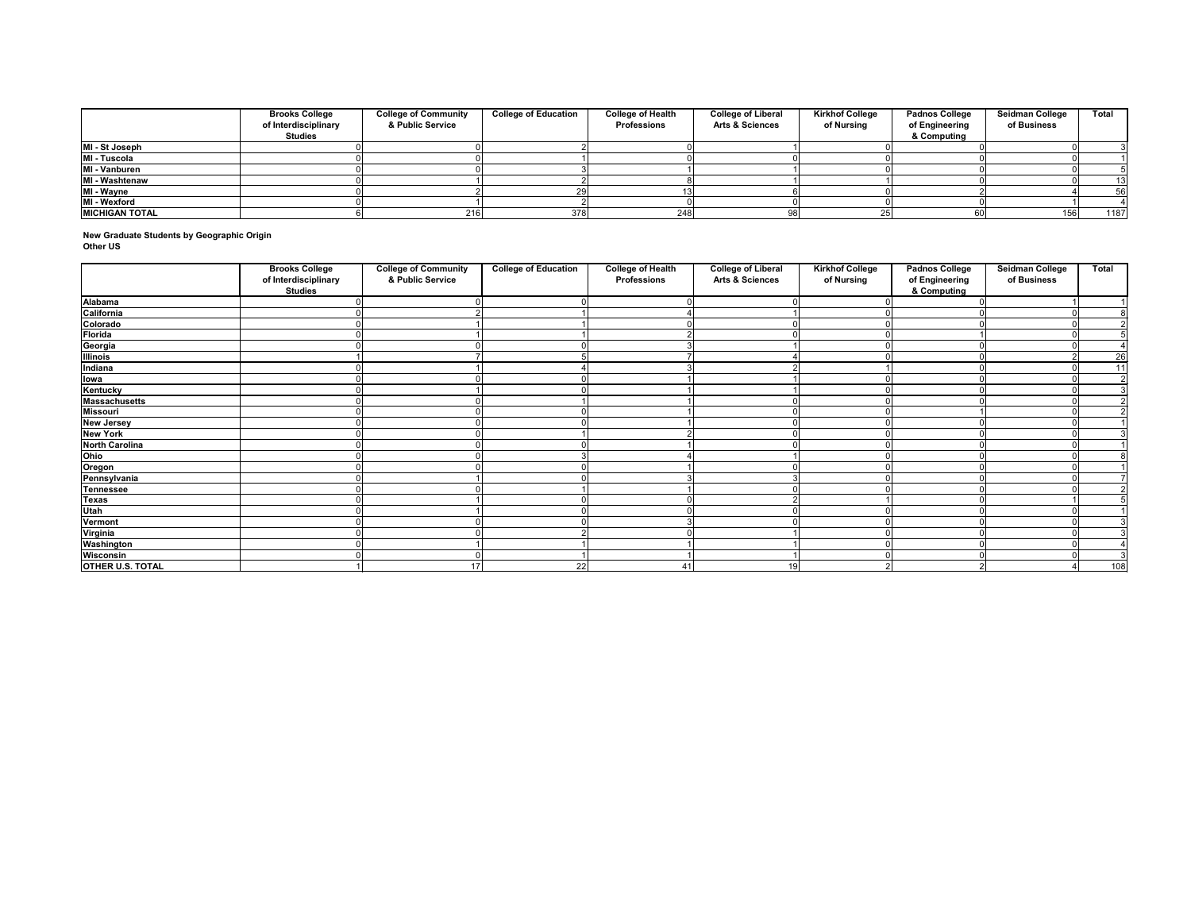| | Brooks College of Interdisciplinary Studies | College of Community & Public Service | College of Education | College of Health Professions | College of Liberal Arts & Sciences | Kirkhof College of Nursing | Padnos College of Engineering & Computing | Seidman College of Business | Total |
|---|---|---|---|---|---|---|---|---|---|
| **MI - St Joseph** | 0 | 0 | 2 | 0 | 1 | 0 | 0 | 0 | 3 |
| **MI - Tuscola** | 0 | 0 | 1 | 0 | 0 | 0 | 0 | 0 | 1 |
| **MI - Vanburen** | 0 | 0 | 3 | 1 | 1 | 0 | 0 | 0 | 5 |
| **MI - Washtenaw** | 0 | 1 | 2 | 8 | 1 | 1 | 0 | 0 | 13 |
| **MI - Wayne** | 0 | 2 | 29 | 13 | 6 | 0 | 2 | 4 | 56 |
| **MI - Wexford** | 0 | 1 | 2 | 0 | 0 | 0 | 0 | 1 | 4 |
| **MICHIGAN TOTAL** | 6 | 216 | 378 | 248 | 98 | 25 | 60 | 156 | 1187 |

**New Graduate Students by Geographic Origin**
**Other US**

| | Brooks College of Interdisciplinary Studies | College of Community & Public Service | College of Education | College of Health Professions | College of Liberal Arts & Sciences | Kirkhof College of Nursing | Padnos College of Engineering & Computing | Seidman College of Business | Total |
|---|---|---|---|---|---|---|---|---|---|
| **Alabama** | 0 | 0 | 0 | 0 | 0 | 0 | 0 | 1 | 1 |
| **California** | 0 | 2 | 1 | 4 | 1 | 0 | 0 | 0 | 8 |
| **Colorado** | 0 | 1 | 1 | 0 | 0 | 0 | 0 | 0 | 2 |
| **Florida** | 0 | 1 | 1 | 2 | 0 | 0 | 1 | 0 | 5 |
| **Georgia** | 0 | 0 | 0 | 3 | 1 | 0 | 0 | 0 | 4 |
| **Illinois** | 1 | 7 | 5 | 7 | 4 | 0 | 0 | 2 | 26 |
| **Indiana** | 0 | 1 | 4 | 3 | 2 | 1 | 0 | 0 | 11 |
| **Iowa** | 0 | 0 | 0 | 1 | 1 | 0 | 0 | 0 | 2 |
| **Kentucky** | 0 | 1 | 0 | 1 | 1 | 0 | 0 | 0 | 3 |
| **Massachusetts** | 0 | 0 | 1 | 1 | 0 | 0 | 0 | 0 | 2 |
| **Missouri** | 0 | 0 | 0 | 1 | 0 | 0 | 1 | 0 | 2 |
| **New Jersey** | 0 | 0 | 0 | 1 | 0 | 0 | 0 | 0 | 1 |
| **New York** | 0 | 0 | 1 | 2 | 0 | 0 | 0 | 0 | 3 |
| **North Carolina** | 0 | 0 | 0 | 1 | 0 | 0 | 0 | 0 | 1 |
| **Ohio** | 0 | 0 | 3 | 4 | 1 | 0 | 0 | 0 | 8 |
| **Oregon** | 0 | 0 | 0 | 1 | 0 | 0 | 0 | 0 | 1 |
| **Pennsylvania** | 0 | 1 | 0 | 3 | 3 | 0 | 0 | 0 | 7 |
| **Tennessee** | 0 | 0 | 1 | 1 | 0 | 0 | 0 | 0 | 2 |
| **Texas** | 0 | 1 | 0 | 0 | 2 | 1 | 0 | 1 | 5 |
| **Utah** | 0 | 1 | 0 | 0 | 0 | 0 | 0 | 0 | 1 |
| **Vermont** | 0 | 0 | 0 | 3 | 0 | 0 | 0 | 0 | 3 |
| **Virginia** | 0 | 0 | 2 | 0 | 1 | 0 | 0 | 0 | 3 |
| **Washington** | 0 | 1 | 1 | 1 | 1 | 0 | 0 | 0 | 4 |
| **Wisconsin** | 0 | 0 | 1 | 1 | 1 | 0 | 0 | 0 | 3 |
| **OTHER U.S. TOTAL** | 1 | 17 | 22 | 41 | 19 | 2 | 2 | 4 | 108 |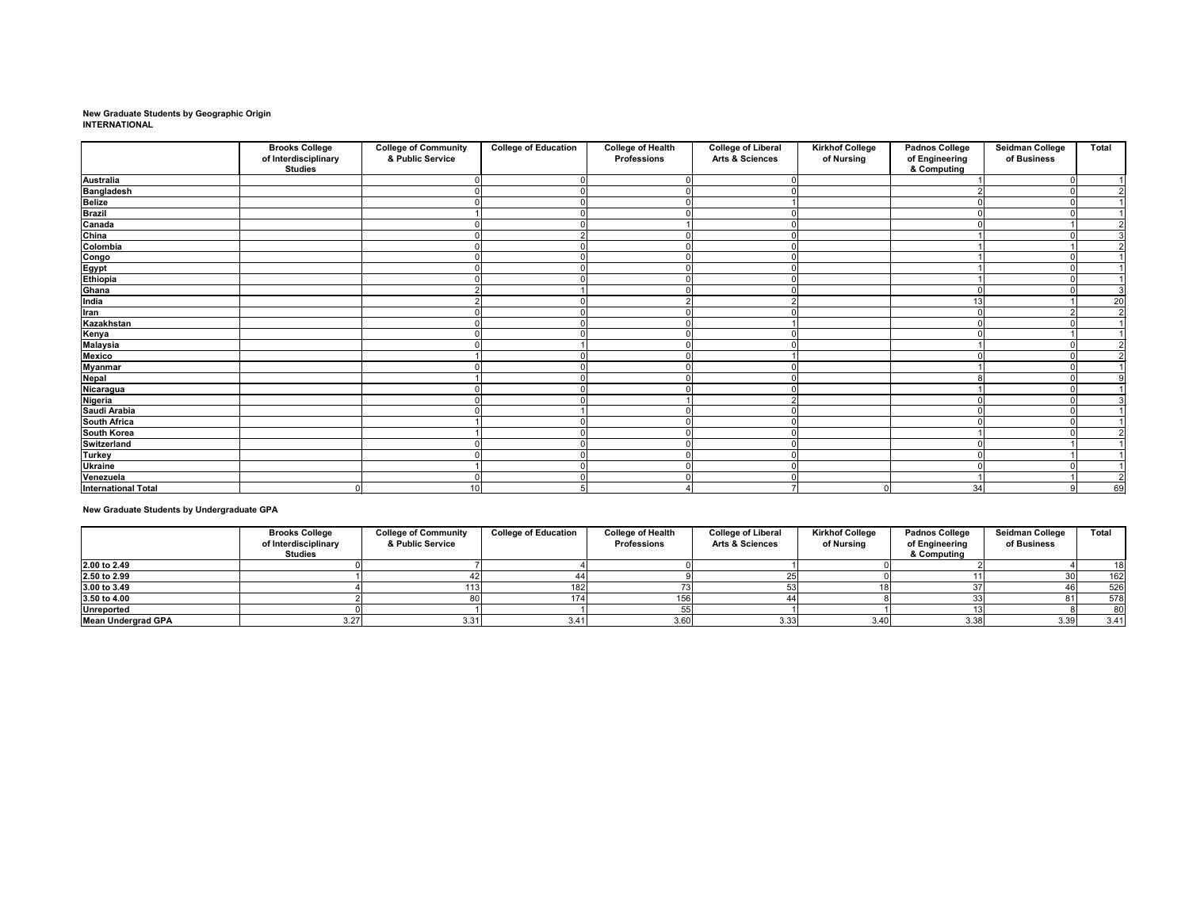**New Graduate Students by Geographic Origin**
**INTERNATIONAL**

| | Brooks College of Interdisciplinary Studies | College of Community & Public Service | College of Education | College of Health Professions | College of Liberal Arts & Sciences | Kirkhof College of Nursing | Padnos College of Engineering & Computing | Seidman College of Business | Total |
|---|---|---|---|---|---|---|---|---|---|
| **Australia** | | 0 | 0 | 0 | 0 | | 1 | 0 | 1 |
| **Bangladesh** | | 0 | 0 | 0 | 0 | | 2 | 0 | 2 |
| **Belize** | | 0 | 0 | 0 | 1 | | 0 | 0 | 1 |
| **Brazil** | | 1 | 0 | 0 | 0 | | 0 | 0 | 1 |
| **Canada** | | 0 | 0 | 1 | 0 | | 0 | 1 | 2 |
| **China** | | 0 | 2 | 0 | 0 | | 1 | 0 | 3 |
| **Colombia** | | 0 | 0 | 0 | 0 | | 1 | 1 | 2 |
| **Congo** | | 0 | 0 | 0 | 0 | | 1 | 0 | 1 |
| **Egypt** | | 0 | 0 | 0 | 0 | | 1 | 0 | 1 |
| **Ethiopia** | | 0 | 0 | 0 | 0 | | 1 | 0 | 1 |
| **Ghana** | | 2 | 1 | 0 | 0 | | 0 | 0 | 3 |
| **India** | | 2 | 0 | 2 | 2 | | 13 | 1 | 20 |
| **Iran** | | 0 | 0 | 0 | 0 | | 0 | 2 | 2 |
| **Kazakhstan** | | 0 | 0 | 0 | 1 | | 0 | 0 | 1 |
| **Kenya** | | 0 | 0 | 0 | 0 | | 0 | 1 | 1 |
| **Malaysia** | | 0 | 1 | 0 | 0 | | 1 | 0 | 2 |
| **Mexico** | | 1 | 0 | 0 | 1 | | 0 | 0 | 2 |
| **Myanmar** | | 0 | 0 | 0 | 0 | | 1 | 0 | 1 |
| **Nepal** | | 1 | 0 | 0 | 0 | | 8 | 0 | 9 |
| **Nicaragua** | | 0 | 0 | 0 | 0 | | 1 | 0 | 1 |
| **Nigeria** | | 0 | 0 | 1 | 2 | | 0 | 0 | 3 |
| **Saudi Arabia** | | 0 | 1 | 0 | 0 | | 0 | 0 | 1 |
| **South Africa** | | 1 | 0 | 0 | 0 | | 0 | 0 | 1 |
| **South Korea** | | 1 | 0 | 0 | 0 | | 1 | 0 | 2 |
| **Switzerland** | | 0 | 0 | 0 | 0 | | 0 | 1 | 1 |
| **Turkey** | | 0 | 0 | 0 | 0 | | 0 | 1 | 1 |
| **Ukraine** | | 1 | 0 | 0 | 0 | | 0 | 0 | 1 |
| **Venezuela** | | 0 | 0 | 0 | 0 | | 1 | 1 | 2 |
| **International Total** | 0 | 10 | 5 | 4 | 7 | 0 | 34 | 9 | 69 |

**New Graduate Students by Undergraduate GPA**

| | Brooks College of Interdisciplinary Studies | College of Community & Public Service | College of Education | College of Health Professions | College of Liberal Arts & Sciences | Kirkhof College of Nursing | Padnos College of Engineering & Computing | Seidman College of Business | Total |
|---|---|---|---|---|---|---|---|---|---|
| **2.00 to 2.49** | 0 | 7 | 4 | 0 | 1 | 0 | 2 | 4 | 18 |
| **2.50 to 2.99** | 1 | 42 | 44 | 9 | 25 | 0 | 11 | 30 | 162 |
| **3.00 to 3.49** | 4 | 113 | 182 | 73 | 53 | 18 | 37 | 46 | 526 |
| **3.50 to 4.00** | 2 | 80 | 174 | 156 | 44 | 8 | 33 | 81 | 578 |
| **Unreported** | 0 | 1 | 1 | 55 | 1 | 1 | 13 | 8 | 80 |
| **Mean Undergrad GPA** | 3.27 | 3.31 | 3.41 | 3.60 | 3.33 | 3.40 | 3.38 | 3.39 | 3.41 |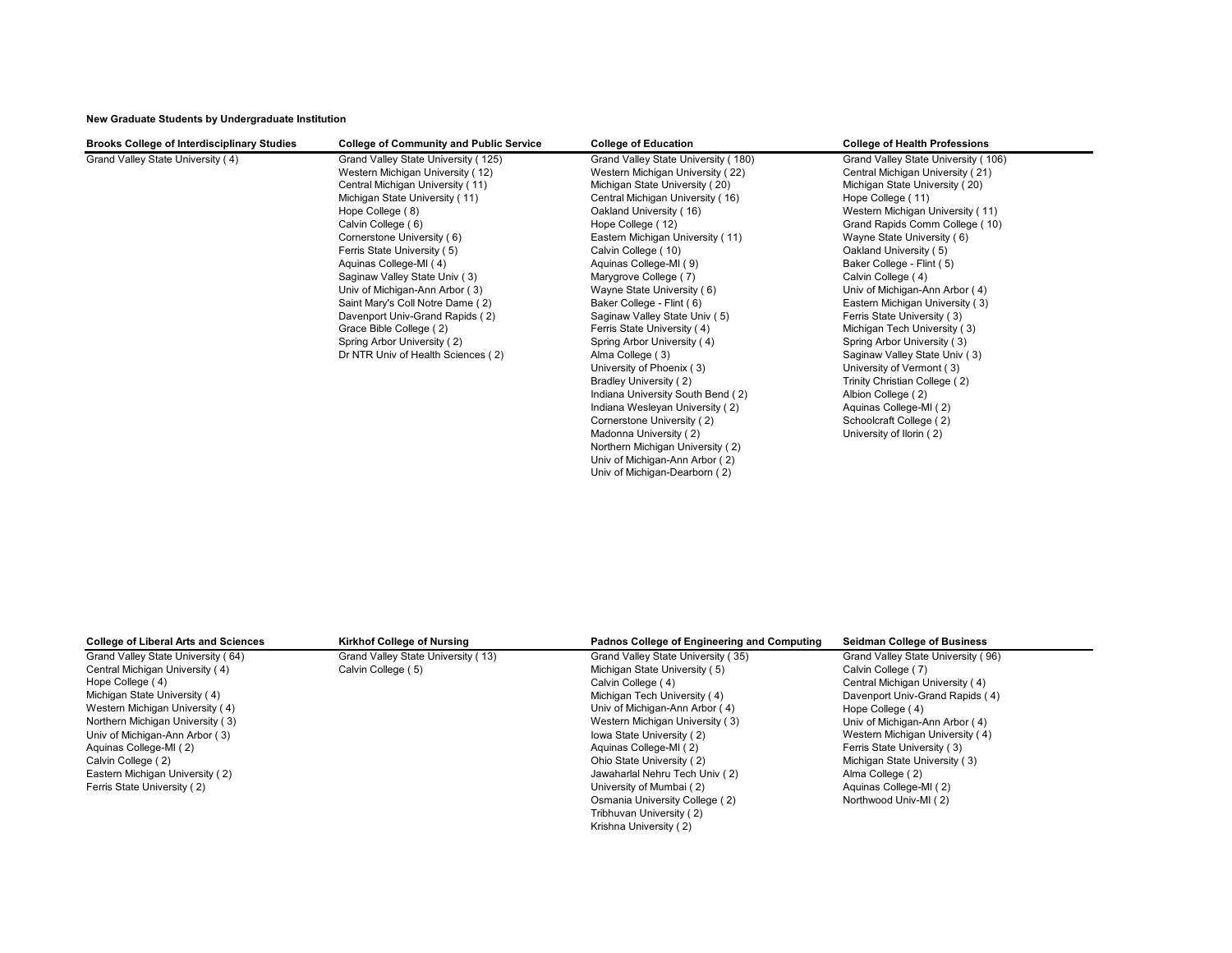**New Graduate Students by Undergraduate Institution**

| Brooks College of Interdisciplinary Studies | College of Community and Public Service | College of Education | College of Health Professions |
|---|---|---|---|
| Grand Valley State University ( 4) | Grand Valley State University ( 125) | Grand Valley State University ( 180) | Grand Valley State University ( 106) |
| | Western Michigan University ( 12) | Western Michigan University ( 22) | Central Michigan University ( 21) |
| | Central Michigan University ( 11) | Michigan State University ( 20) | Michigan State University ( 20) |
| | Michigan State University ( 11) | Central Michigan University ( 16) | Hope College ( 11) |
| | Hope College ( 8) | Oakland University ( 16) | Western Michigan University ( 11) |
| | Calvin College ( 6) | Hope College ( 12) | Grand Rapids Comm College ( 10) |
| | Cornerstone University ( 6) | Eastern Michigan University ( 11) | Wayne State University ( 6) |
| | Ferris State University ( 5) | Calvin College ( 10) | Oakland University ( 5) |
| | Aquinas College-MI ( 4) | Aquinas College-MI ( 9) | Baker College - Flint ( 5) |
| | Saginaw Valley State Univ ( 3) | Marygrove College ( 7) | Calvin College ( 4) |
| | Univ of Michigan-Ann Arbor ( 3) | Wayne State University ( 6) | Univ of Michigan-Ann Arbor ( 4) |
| | Saint Mary's Coll Notre Dame ( 2) | Baker College - Flint ( 6) | Eastern Michigan University ( 3) |
| | Davenport Univ-Grand Rapids ( 2) | Saginaw Valley State Univ ( 5) | Ferris State University ( 3) |
| | Grace Bible College ( 2) | Ferris State University ( 4) | Michigan Tech University ( 3) |
| | Spring Arbor University ( 2) | Spring Arbor University ( 4) | Spring Arbor University ( 3) |
| | Dr NTR Univ of Health Sciences ( 2) | Alma College ( 3) | Saginaw Valley State Univ ( 3) |
| | | University of Phoenix ( 3) | University of Vermont ( 3) |
| | | Bradley University ( 2) | Trinity Christian College ( 2) |
| | | Indiana University South Bend ( 2) | Albion College ( 2) |
| | | Indiana Wesleyan University ( 2) | Aquinas College-MI ( 2) |
| | | Cornerstone University ( 2) | Schoolcraft College ( 2) |
| | | Madonna University ( 2) | University of Ilorin ( 2) |
| | | Northern Michigan University ( 2) | |
| | | Univ of Michigan-Ann Arbor ( 2) | |
| | | Univ of Michigan-Dearborn ( 2) | |

| College of Liberal Arts and Sciences | Kirkhof College of Nursing | Padnos College of Engineering and Computing | Seidman College of Business |
|---|---|---|---|
| Grand Valley State University ( 64) | Grand Valley State University ( 13) | Grand Valley State University ( 35) | Grand Valley State University ( 96) |
| Central Michigan University ( 4) | Calvin College ( 5) | Michigan State University ( 5) | Calvin College ( 7) |
| Hope College ( 4) | | Calvin College ( 4) | Central Michigan University ( 4) |
| Michigan State University ( 4) | | Michigan Tech University ( 4) | Davenport Univ-Grand Rapids ( 4) |
| Western Michigan University ( 4) | | Univ of Michigan-Ann Arbor ( 4) | Hope College ( 4) |
| Northern Michigan University ( 3) | | Western Michigan University ( 3) | Univ of Michigan-Ann Arbor ( 4) |
| Univ of Michigan-Ann Arbor ( 3) | | Iowa State University ( 2) | Western Michigan University ( 4) |
| Aquinas College-MI ( 2) | | Aquinas College-MI ( 2) | Ferris State University ( 3) |
| Calvin College ( 2) | | Ohio State University ( 2) | Michigan State University ( 3) |
| Eastern Michigan University ( 2) | | Jawaharlal Nehru Tech Univ ( 2) | Alma College ( 2) |
| Ferris State University ( 2) | | University of Mumbai ( 2) | Aquinas College-MI ( 2) |
| | | Osmania University College ( 2) | Northwood Univ-MI ( 2) |
| | | Tribhuvan University ( 2) | |
| | | Krishna University ( 2) | |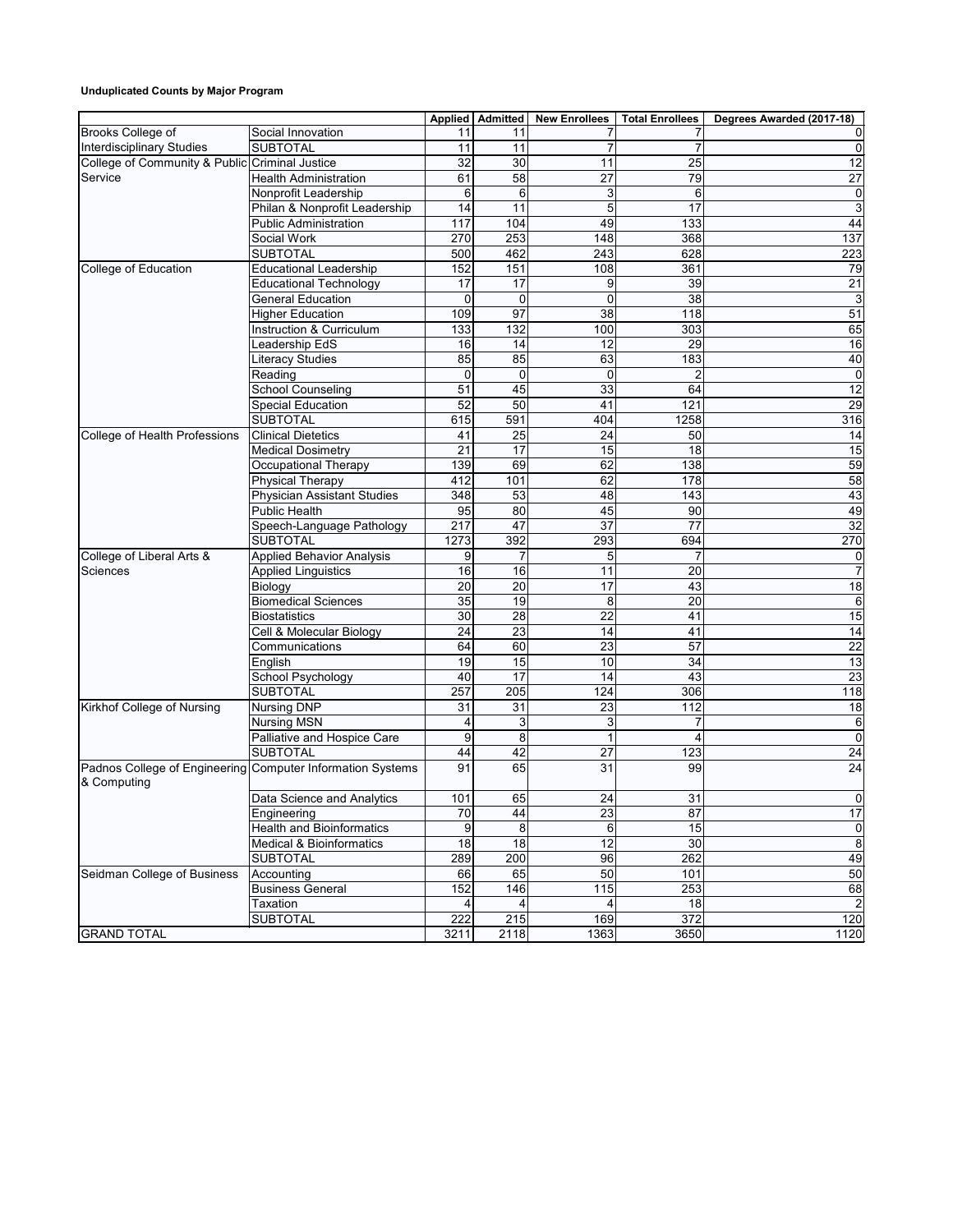**Unduplicated Counts by Major Program**

| | | Applied | Admitted | New Enrollees | Total Enrollees | Degrees Awarded (2017-18) |
|---|---|---|---|---|---|---|
| Brooks College of Interdisciplinary Studies | Social Innovation | 11 | 11 | 7 | 7 | 0 |
| | SUBTOTAL | 11 | 11 | 7 | 7 | 0 |
| College of Community & Public Service | Criminal Justice | 32 | 30 | 11 | 25 | 12 |
| | Health Administration | 61 | 58 | 27 | 79 | 27 |
| | Nonprofit Leadership | 6 | 6 | 3 | 6 | 0 |
| | Philan & Nonprofit Leadership | 14 | 11 | 5 | 17 | 3 |
| | Public Administration | 117 | 104 | 49 | 133 | 44 |
| | Social Work | 270 | 253 | 148 | 368 | 137 |
| | SUBTOTAL | 500 | 462 | 243 | 628 | 223 |
| College of Education | Educational Leadership | 152 | 151 | 108 | 361 | 79 |
| | Educational Technology | 17 | 17 | 9 | 39 | 21 |
| | General Education | 0 | 0 | 0 | 38 | 3 |
| | Higher Education | 109 | 97 | 38 | 118 | 51 |
| | Instruction & Curriculum | 133 | 132 | 100 | 303 | 65 |
| | Leadership EdS | 16 | 14 | 12 | 29 | 16 |
| | Literacy Studies | 85 | 85 | 63 | 183 | 40 |
| | Reading | 0 | 0 | 0 | 2 | 0 |
| | School Counseling | 51 | 45 | 33 | 64 | 12 |
| | Special Education | 52 | 50 | 41 | 121 | 29 |
| | SUBTOTAL | 615 | 591 | 404 | 1258 | 316 |
| College of Health Professions | Clinical Dietetics | 41 | 25 | 24 | 50 | 14 |
| | Medical Dosimetry | 21 | 17 | 15 | 18 | 15 |
| | Occupational Therapy | 139 | 69 | 62 | 138 | 59 |
| | Physical Therapy | 412 | 101 | 62 | 178 | 58 |
| | Physician Assistant Studies | 348 | 53 | 48 | 143 | 43 |
| | Public Health | 95 | 80 | 45 | 90 | 49 |
| | Speech-Language Pathology | 217 | 47 | 37 | 77 | 32 |
| | SUBTOTAL | 1273 | 392 | 293 | 694 | 270 |
| College of Liberal Arts & Sciences | Applied Behavior Analysis | 9 | 7 | 5 | 7 | 0 |
| | Applied Linguistics | 16 | 16 | 11 | 20 | 7 |
| | Biology | 20 | 20 | 17 | 43 | 18 |
| | Biomedical Sciences | 35 | 19 | 8 | 20 | 6 |
| | Biostatistics | 30 | 28 | 22 | 41 | 15 |
| | Cell & Molecular Biology | 24 | 23 | 14 | 41 | 14 |
| | Communications | 64 | 60 | 23 | 57 | 22 |
| | English | 19 | 15 | 10 | 34 | 13 |
| | School Psychology | 40 | 17 | 14 | 43 | 23 |
| | SUBTOTAL | 257 | 205 | 124 | 306 | 118 |
| Kirkhof College of Nursing | Nursing DNP | 31 | 31 | 23 | 112 | 18 |
| | Nursing MSN | 4 | 3 | 3 | 7 | 6 |
| | Palliative and Hospice Care | 9 | 8 | 1 | 4 | 0 |
| | SUBTOTAL | 44 | 42 | 27 | 123 | 24 |
| Padnos College of Engineering & Computing | Computer Information Systems | 91 | 65 | 31 | 99 | 24 |
| | Data Science and Analytics | 101 | 65 | 24 | 31 | 0 |
| | Engineering | 70 | 44 | 23 | 87 | 17 |
| | Health and Bioinformatics | 9 | 8 | 6 | 15 | 0 |
| | Medical & Bioinformatics | 18 | 18 | 12 | 30 | 8 |
| | SUBTOTAL | 289 | 200 | 96 | 262 | 49 |
| Seidman College of Business | Accounting | 66 | 65 | 50 | 101 | 50 |
| | Business General | 152 | 146 | 115 | 253 | 68 |
| | Taxation | 4 | 4 | 4 | 18 | 2 |
| | SUBTOTAL | 222 | 215 | 169 | 372 | 120 |
| GRAND TOTAL | | 3211 | 2118 | 1363 | 3650 | 1120 |